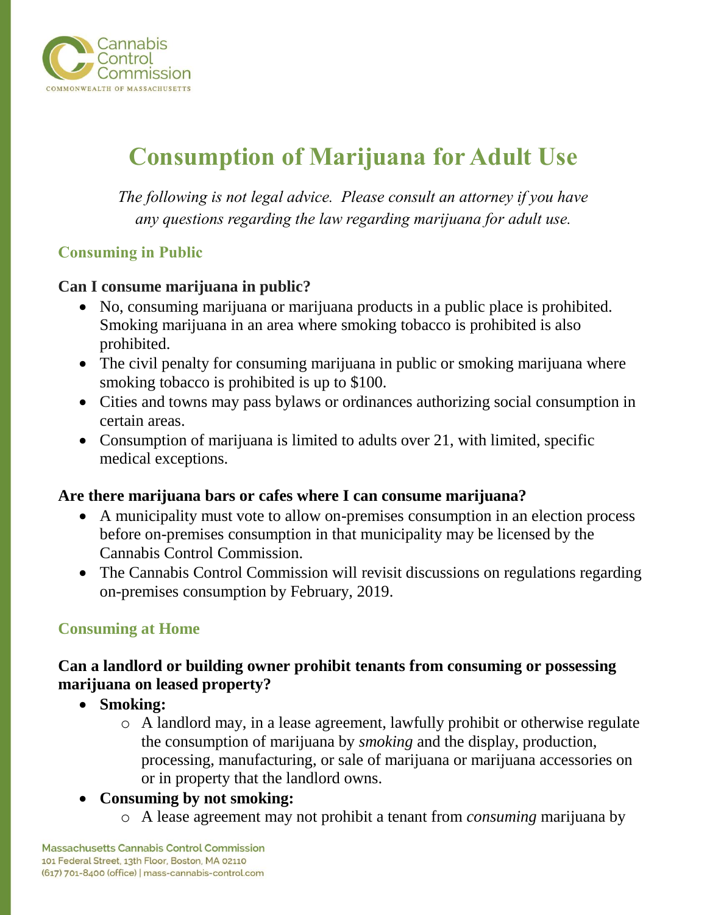# Consumption of Marijuana for Adult Use

*The following is not legal advice. Please consult an attorney if you have any questions regarding the law regarding marijuana for adult use.*

## Consuming in Public

### Can I consume marijuana in public?

- No, consuming marijuana or marijuana products in a public place is prohibited. Smoking marijuana in an area where smoking tobacco is prohibited is also prohibited.
- The civil penalty for consuming marijuana in public or smoking marijuana where smoking tobacco is prohibited is up to $100.
- Cities and towns may pass bylaws or ordinances authorizing social consumption in certain areas.
- Consumption of marijuana is limited to adults over 21, with limited, specific medical exceptions.

### Are there marijuana bars or cafes where I can consume marijuana?

- A municipality must vote to allow on-premises consumption in an election process before on-premises consumption in that municipality may be licensed by the Cannabis Control Commission.
- The Cannabis Control Commission will revisit discussions on regulations regarding on-premises consumption by February, 2019.

## Consuming at Home

### Can a landlord or building owner prohibit tenants from consuming or possessing marijuana on leased property?

- **Smoking:**
  - A landlord may, in a lease agreement, lawfully prohibit or otherwise regulate the consumption of marijuana by *smoking* and the display, production, processing, manufacturing, or sale of marijuana or marijuana accessories on or in property that the landlord owns.
- **Consuming by not smoking:**
  - A lease agreement may not prohibit a tenant from *consuming* marijuana by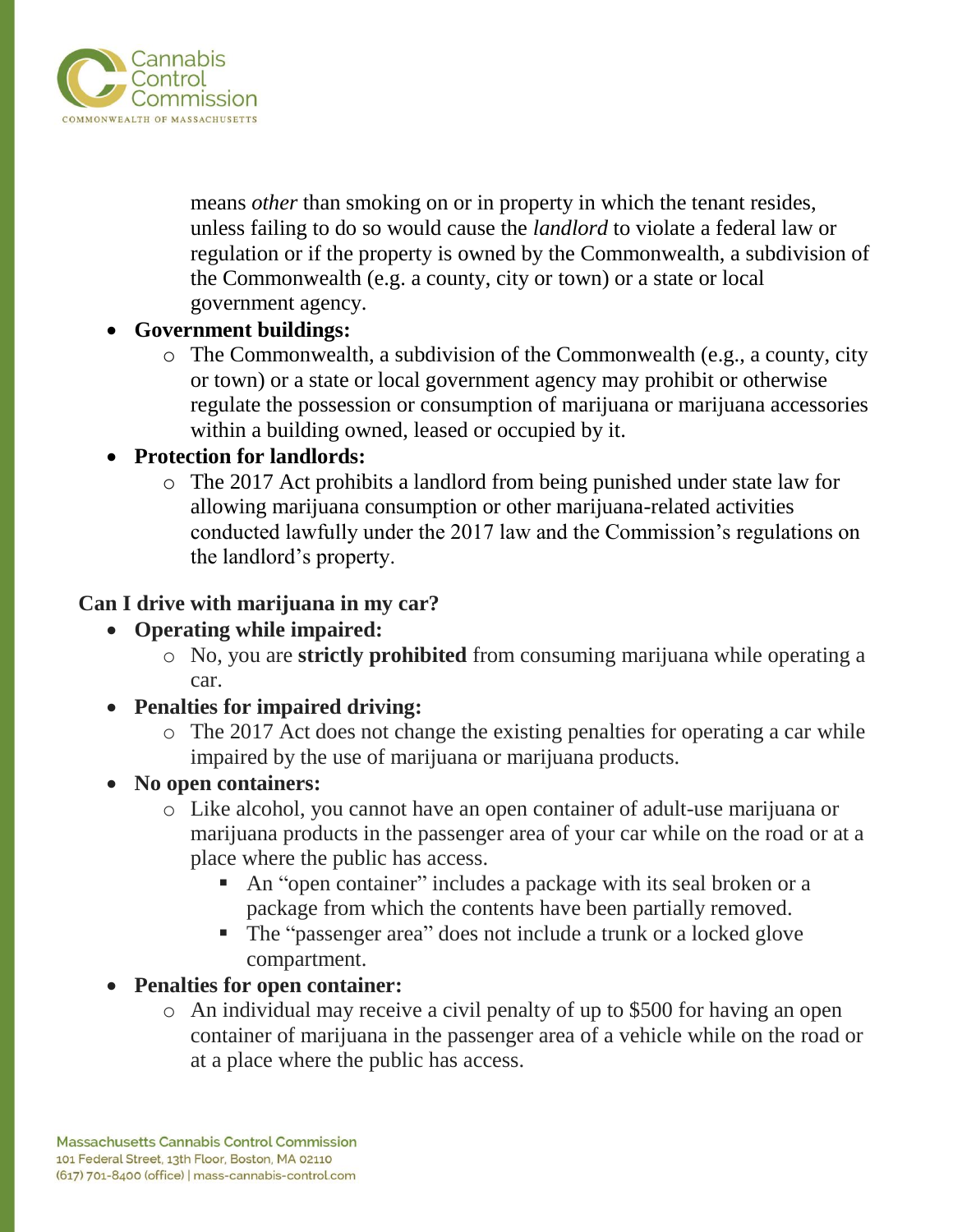means *other* than smoking on or in property in which the tenant resides, unless failing to do so would cause the *landlord* to violate a federal law or regulation or if the property is owned by the Commonwealth, a subdivision of the Commonwealth (e.g. a county, city or town) or a state or local government agency.

- **Government buildings:**
  - The Commonwealth, a subdivision of the Commonwealth (e.g., a county, city or town) or a state or local government agency may prohibit or otherwise regulate the possession or consumption of marijuana or marijuana accessories within a building owned, leased or occupied by it.
- **Protection for landlords:**
  - The 2017 Act prohibits a landlord from being punished under state law for allowing marijuana consumption or other marijuana-related activities conducted lawfully under the 2017 law and the Commission's regulations on the landlord's property.

**Can I drive with marijuana in my car?**

- **Operating while impaired:**
  - No, you are **strictly prohibited** from consuming marijuana while operating a car.
- **Penalties for impaired driving:**
  - The 2017 Act does not change the existing penalties for operating a car while impaired by the use of marijuana or marijuana products.
- **No open containers:**
  - Like alcohol, you cannot have an open container of adult-use marijuana or marijuana products in the passenger area of your car while on the road or at a place where the public has access.
    - An "open container" includes a package with its seal broken or a package from which the contents have been partially removed.
    - The "passenger area" does not include a trunk or a locked glove compartment.
- **Penalties for open container:**
  - An individual may receive a civil penalty of up to $500 for having an open container of marijuana in the passenger area of a vehicle while on the road or at a place where the public has access.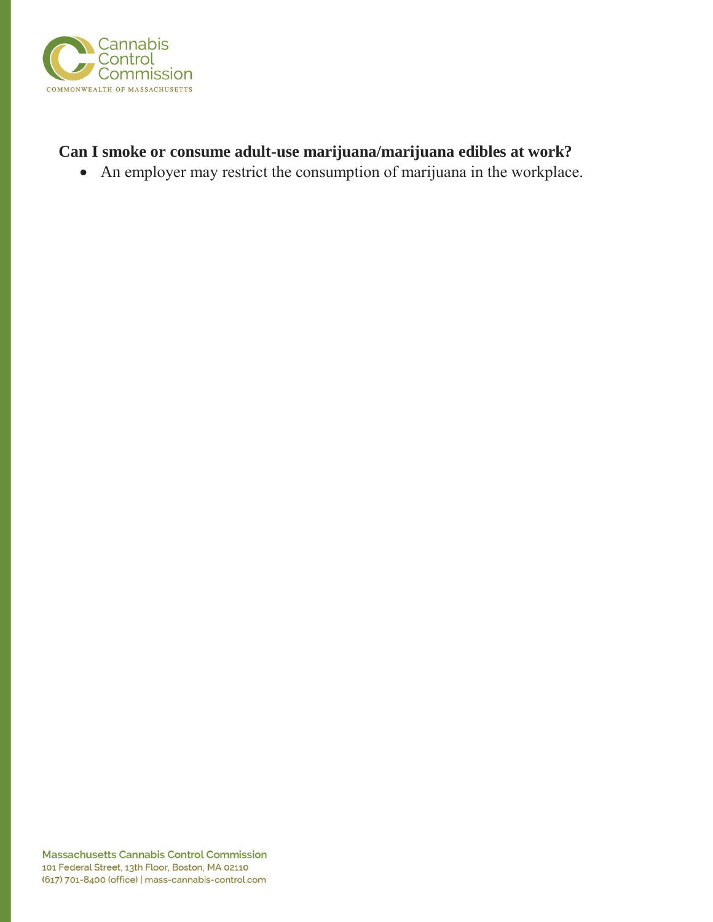**Can I smoke or consume adult-use marijuana/marijuana edibles at work?**

- An employer may restrict the consumption of marijuana in the workplace.